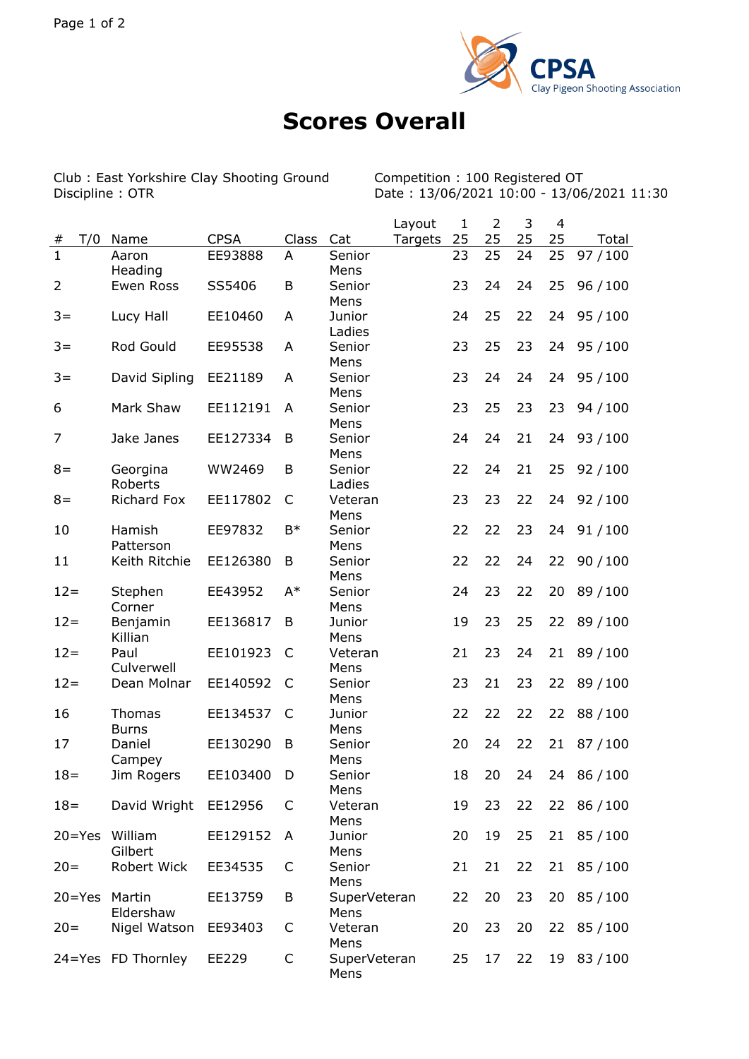CPSA Clay Pigeon Shooting Association

# Scores Overall

Club : East Yorkshire Clay Shooting Ground
Discipline : OTR

Competition : 100 Registered OT
Date : 13/06/2021 10:00 - 13/06/2021 11:30

| # | T/0 | Name | CPSA | Class | Cat | Layout Targets | 1 25 | 2 25 | 3 25 | 4 25 | Total |
|---|---|---|---|---|---|---|---|---|---|---|---|
| 1 | | Aaron Heading | EE93888 | A | Senior Mens | | 23 | 25 | 24 | 25 | 97 / 100 |
| 2 | | Ewen Ross | SS5406 | B | Senior Mens | | 23 | 24 | 24 | 25 | 96 / 100 |
| 3= | | Lucy Hall | EE10460 | A | Junior Ladies | | 24 | 25 | 22 | 24 | 95 / 100 |
| 3= | | Rod Gould | EE95538 | A | Senior Mens | | 23 | 25 | 23 | 24 | 95 / 100 |
| 3= | | David Sipling | EE21189 | A | Senior Mens | | 23 | 24 | 24 | 24 | 95 / 100 |
| 6 | | Mark Shaw | EE112191 | A | Senior Mens | | 23 | 25 | 23 | 23 | 94 / 100 |
| 7 | | Jake Janes | EE127334 | B | Senior Mens | | 24 | 24 | 21 | 24 | 93 / 100 |
| 8= | | Georgina Roberts | WW2469 | B | Senior Ladies | | 22 | 24 | 21 | 25 | 92 / 100 |
| 8= | | Richard Fox | EE117802 | C | Veteran Mens | | 23 | 23 | 22 | 24 | 92 / 100 |
| 10 | | Hamish Patterson | EE97832 | B* | Senior Mens | | 22 | 22 | 23 | 24 | 91 / 100 |
| 11 | | Keith Ritchie | EE126380 | B | Senior Mens | | 22 | 22 | 24 | 22 | 90 / 100 |
| 12= | | Stephen Corner | EE43952 | A* | Senior Mens | | 24 | 23 | 22 | 20 | 89 / 100 |
| 12= | | Benjamin Killian | EE136817 | B | Junior Mens | | 19 | 23 | 25 | 22 | 89 / 100 |
| 12= | | Paul Culverwell | EE101923 | C | Veteran Mens | | 21 | 23 | 24 | 21 | 89 / 100 |
| 12= | | Dean Molnar | EE140592 | C | Senior Mens | | 23 | 21 | 23 | 22 | 89 / 100 |
| 16 | | Thomas Burns | EE134537 | C | Junior Mens | | 22 | 22 | 22 | 22 | 88 / 100 |
| 17 | | Daniel Campey | EE130290 | B | Senior Mens | | 20 | 24 | 22 | 21 | 87 / 100 |
| 18= | | Jim Rogers | EE103400 | D | Senior Mens | | 18 | 20 | 24 | 24 | 86 / 100 |
| 18= | | David Wright | EE12956 | C | Veteran Mens | | 19 | 23 | 22 | 22 | 86 / 100 |
| 20= | Yes | William Gilbert | EE129152 | A | Junior Mens | | 20 | 19 | 25 | 21 | 85 / 100 |
| 20= | | Robert Wick | EE34535 | C | Senior Mens | | 21 | 21 | 22 | 21 | 85 / 100 |
| 20= | Yes | Martin Eldershaw | EE13759 | B | SuperVeteran Mens | | 22 | 20 | 23 | 20 | 85 / 100 |
| 20= | | Nigel Watson | EE93403 | C | Veteran Mens | | 20 | 23 | 20 | 22 | 85 / 100 |
| 24= | Yes | FD Thornley | EE229 | C | SuperVeteran Mens | | 25 | 17 | 22 | 19 | 83 / 100 |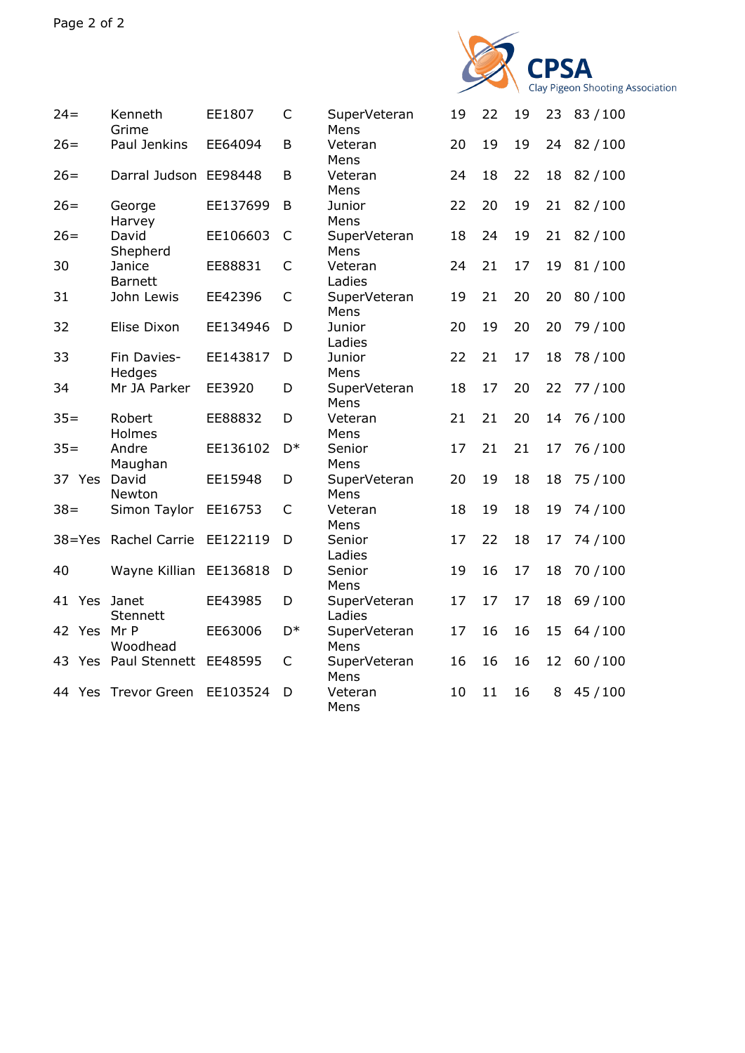| | | | | | | | | | | |
|---|---|---|---|---|---|---|---|---|---|---|
| 24= | | Kenneth Grime | EE1807 | C | SuperVeteran Mens | 19 | 22 | 19 | 23 | 83 / 100 |
| 26= | | Paul Jenkins | EE64094 | B | Veteran Mens | 20 | 19 | 19 | 24 | 82 / 100 |
| 26= | | Darral Judson | EE98448 | B | Veteran Mens | 24 | 18 | 22 | 18 | 82 / 100 |
| 26= | | George Harvey | EE137699 | B | Junior Mens | 22 | 20 | 19 | 21 | 82 / 100 |
| 26= | | David Shepherd | EE106603 | C | SuperVeteran Mens | 18 | 24 | 19 | 21 | 82 / 100 |
| 30 | | Janice Barnett | EE88831 | C | Veteran Ladies | 24 | 21 | 17 | 19 | 81 / 100 |
| 31 | | John Lewis | EE42396 | C | SuperVeteran Mens | 19 | 21 | 20 | 20 | 80 / 100 |
| 32 | | Elise Dixon | EE134946 | D | Junior Ladies | 20 | 19 | 20 | 20 | 79 / 100 |
| 33 | | Fin Davies-Hedges | EE143817 | D | Junior Mens | 22 | 21 | 17 | 18 | 78 / 100 |
| 34 | | Mr JA Parker | EE3920 | D | SuperVeteran Mens | 18 | 17 | 20 | 22 | 77 / 100 |
| 35= | | Robert Holmes | EE88832 | D | Veteran Mens | 21 | 21 | 20 | 14 | 76 / 100 |
| 35= | | Andre Maughan | EE136102 | D* | Senior Mens | 17 | 21 | 21 | 17 | 76 / 100 |
| 37 | Yes | David Newton | EE15948 | D | SuperVeteran Mens | 20 | 19 | 18 | 18 | 75 / 100 |
| 38= | | Simon Taylor | EE16753 | C | Veteran Mens | 18 | 19 | 18 | 19 | 74 / 100 |
| 38= | Yes | Rachel Carrie | EE122119 | D | Senior Ladies | 17 | 22 | 18 | 17 | 74 / 100 |
| 40 | | Wayne Killian | EE136818 | D | Senior Mens | 19 | 16 | 17 | 18 | 70 / 100 |
| 41 | Yes | Janet Stennett | EE43985 | D | SuperVeteran Ladies | 17 | 17 | 17 | 18 | 69 / 100 |
| 42 | Yes | Mr P Woodhead | EE63006 | D* | SuperVeteran Mens | 17 | 16 | 16 | 15 | 64 / 100 |
| 43 | Yes | Paul Stennett | EE48595 | C | SuperVeteran Mens | 16 | 16 | 16 | 12 | 60 / 100 |
| 44 | Yes | Trevor Green | EE103524 | D | Veteran Mens | 10 | 11 | 16 | 8 | 45 / 100 |